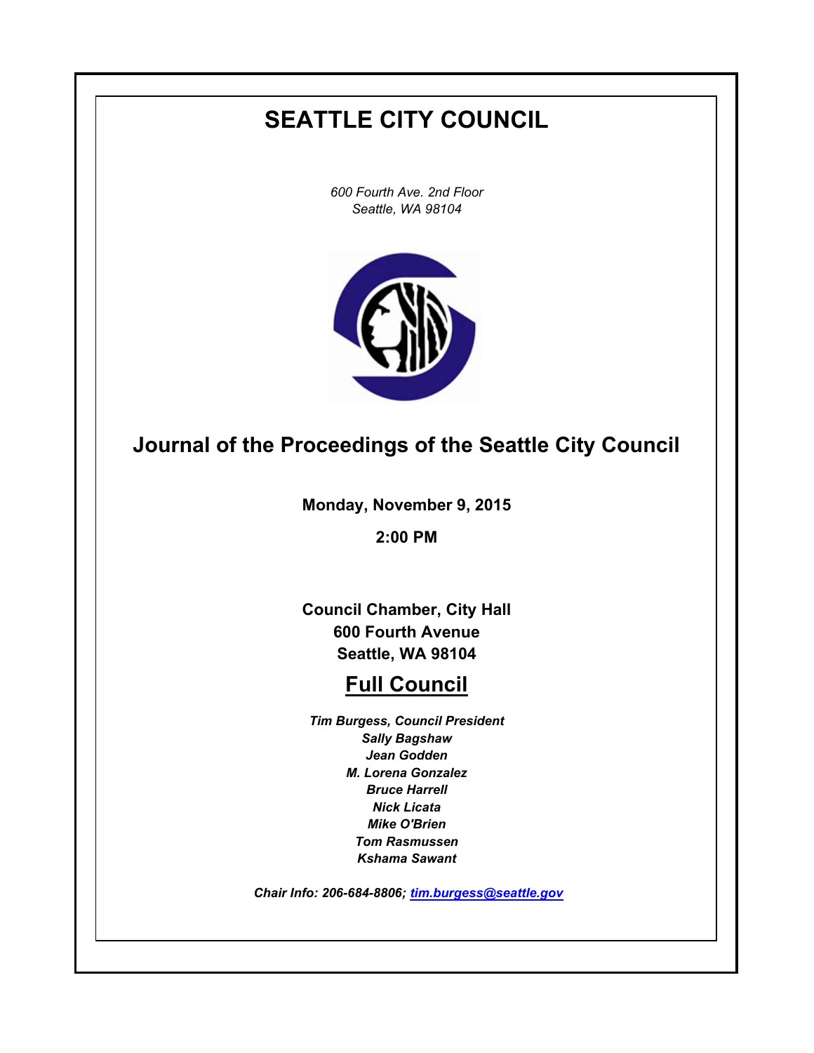# SEATTLE CITY COUNCIL

*600 Fourth Ave. 2nd Floor*
*Seattle, WA 98104*

## Journal of the Proceedings of the Seattle City Council

**Monday, November 9, 2015**

**2:00 PM**

**Council Chamber, City Hall**
**600 Fourth Avenue**
**Seattle, WA 98104**

## Full Council

***Tim Burgess, Council President***
***Sally Bagshaw***
***Jean Godden***
***M. Lorena Gonzalez***
***Bruce Harrell***
***Nick Licata***
***Mike O'Brien***
***Tom Rasmussen***
***Kshama Sawant***

***Chair Info: 206-684-8806; tim.burgess@seattle.gov***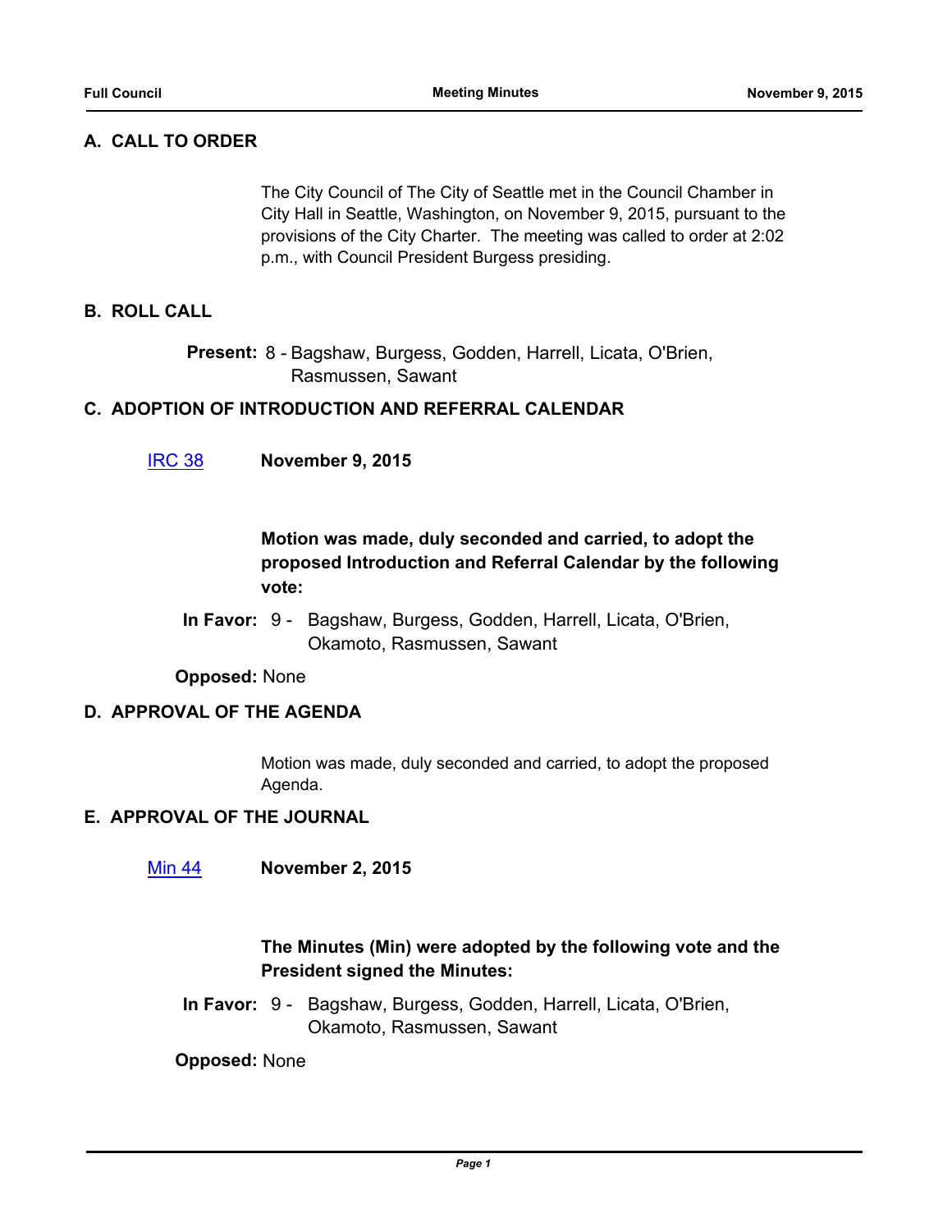## A. CALL TO ORDER

The City Council of The City of Seattle met in the Council Chamber in City Hall in Seattle, Washington, on November 9, 2015, pursuant to the provisions of the City Charter. The meeting was called to order at 2:02 p.m., with Council President Burgess presiding.

## B. ROLL CALL

**Present:** 8 - Bagshaw, Burgess, Godden, Harrell, Licata, O'Brien, Rasmussen, Sawant

## C. ADOPTION OF INTRODUCTION AND REFERRAL CALENDAR

IRC 38 **November 9, 2015**

**Motion was made, duly seconded and carried, to adopt the proposed Introduction and Referral Calendar by the following vote:**

**In Favor:** 9 - Bagshaw, Burgess, Godden, Harrell, Licata, O'Brien, Okamoto, Rasmussen, Sawant

**Opposed:** None

## D. APPROVAL OF THE AGENDA

Motion was made, duly seconded and carried, to adopt the proposed Agenda.

## E. APPROVAL OF THE JOURNAL

Min 44 **November 2, 2015**

**The Minutes (Min) were adopted by the following vote and the President signed the Minutes:**

**In Favor:** 9 - Bagshaw, Burgess, Godden, Harrell, Licata, O'Brien, Okamoto, Rasmussen, Sawant

**Opposed:** None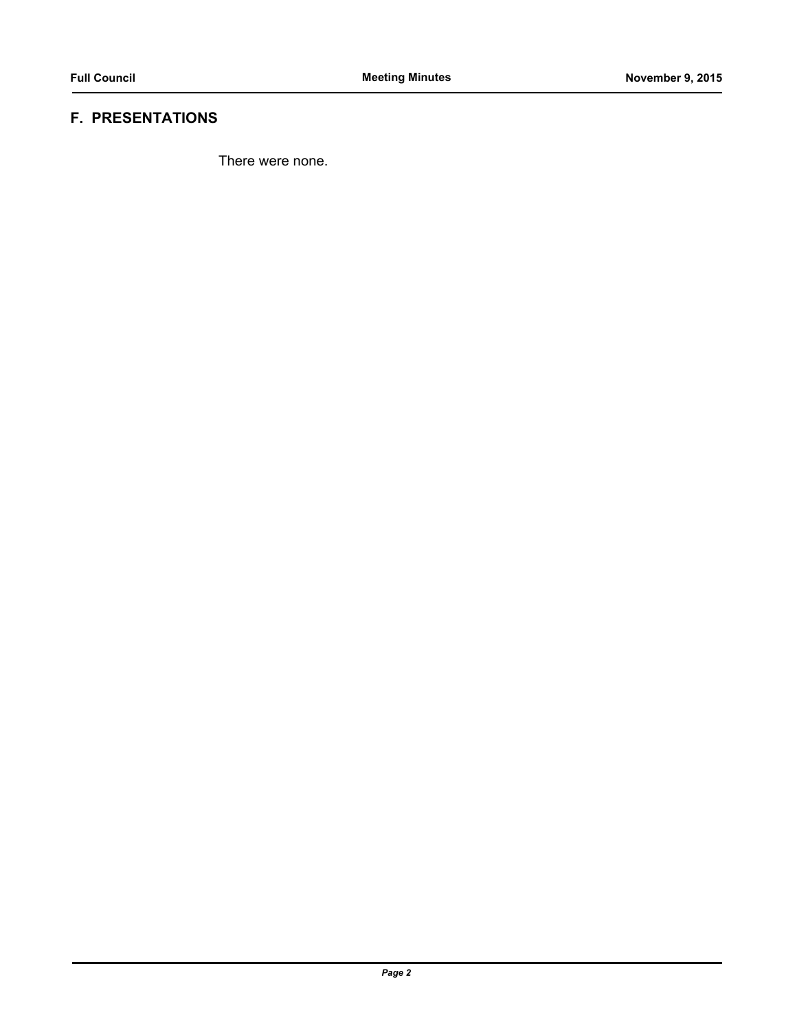## F. PRESENTATIONS

There were none.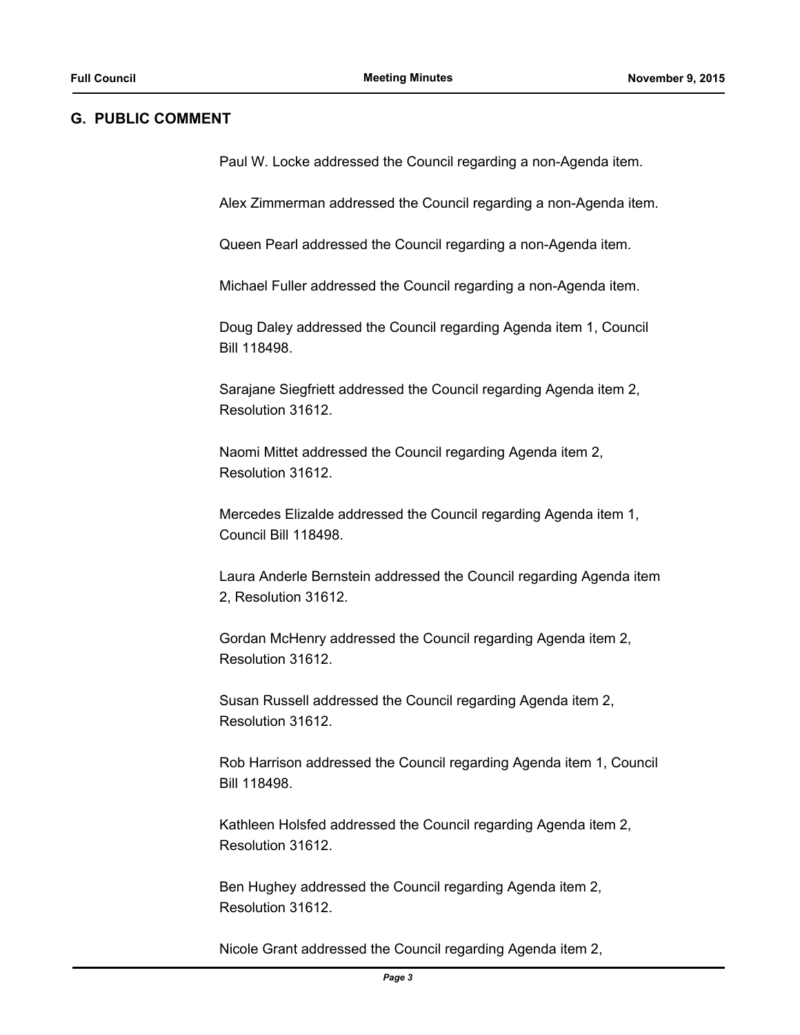## G. PUBLIC COMMENT

Paul W. Locke addressed the Council regarding a non-Agenda item.

Alex Zimmerman addressed the Council regarding a non-Agenda item.

Queen Pearl addressed the Council regarding a non-Agenda item.

Michael Fuller addressed the Council regarding a non-Agenda item.

Doug Daley addressed the Council regarding Agenda item 1, Council Bill 118498.

Sarajane Siegfriett addressed the Council regarding Agenda item 2, Resolution 31612.

Naomi Mittet addressed the Council regarding Agenda item 2, Resolution 31612.

Mercedes Elizalde addressed the Council regarding Agenda item 1, Council Bill 118498.

Laura Anderle Bernstein addressed the Council regarding Agenda item 2, Resolution 31612.

Gordan McHenry addressed the Council regarding Agenda item 2, Resolution 31612.

Susan Russell addressed the Council regarding Agenda item 2, Resolution 31612.

Rob Harrison addressed the Council regarding Agenda item 1, Council Bill 118498.

Kathleen Holsfed addressed the Council regarding Agenda item 2, Resolution 31612.

Ben Hughey addressed the Council regarding Agenda item 2, Resolution 31612.

Nicole Grant addressed the Council regarding Agenda item 2,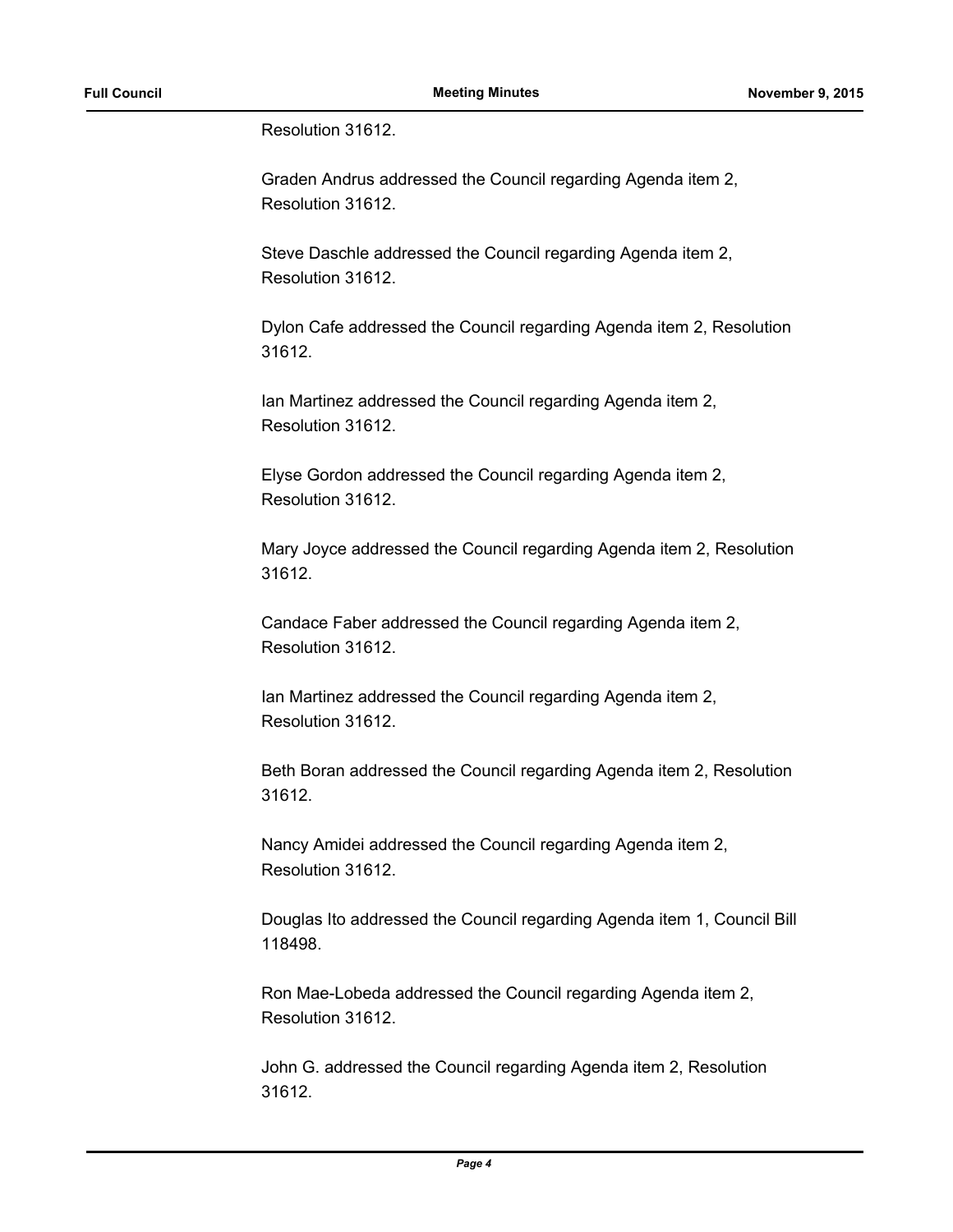Resolution 31612.

Graden Andrus addressed the Council regarding Agenda item 2, Resolution 31612.

Steve Daschle addressed the Council regarding Agenda item 2, Resolution 31612.

Dylon Cafe addressed the Council regarding Agenda item 2, Resolution 31612.

Ian Martinez addressed the Council regarding Agenda item 2, Resolution 31612.

Elyse Gordon addressed the Council regarding Agenda item 2, Resolution 31612.

Mary Joyce addressed the Council regarding Agenda item 2, Resolution 31612.

Candace Faber addressed the Council regarding Agenda item 2, Resolution 31612.

Ian Martinez addressed the Council regarding Agenda item 2, Resolution 31612.

Beth Boran addressed the Council regarding Agenda item 2, Resolution 31612.

Nancy Amidei addressed the Council regarding Agenda item 2, Resolution 31612.

Douglas Ito addressed the Council regarding Agenda item 1, Council Bill 118498.

Ron Mae-Lobeda addressed the Council regarding Agenda item 2, Resolution 31612.

John G. addressed the Council regarding Agenda item 2, Resolution 31612.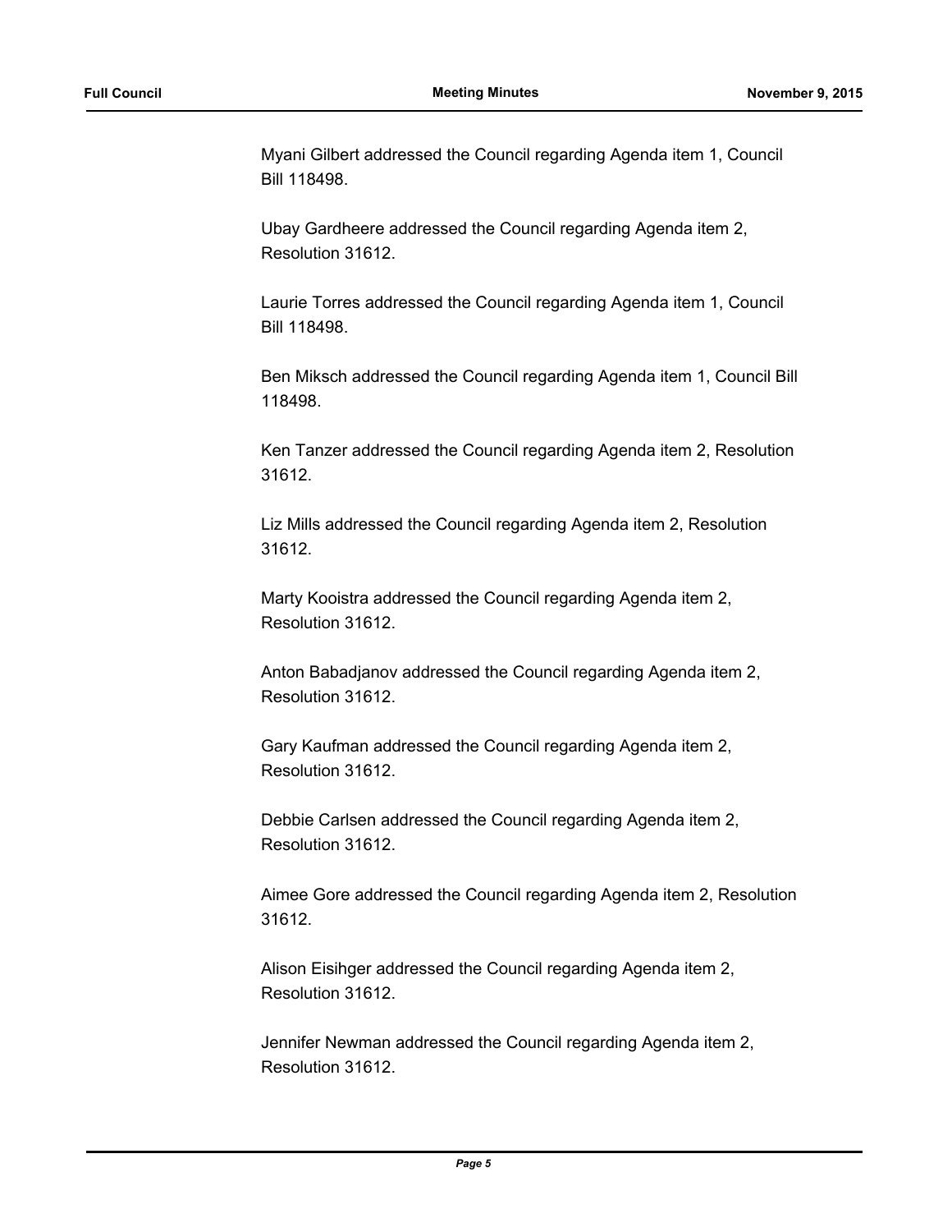Myani Gilbert addressed the Council regarding Agenda item 1, Council Bill 118498.

Ubay Gardheere addressed the Council regarding Agenda item 2, Resolution 31612.

Laurie Torres addressed the Council regarding Agenda item 1, Council Bill 118498.

Ben Miksch addressed the Council regarding Agenda item 1, Council Bill 118498.

Ken Tanzer addressed the Council regarding Agenda item 2, Resolution 31612.

Liz Mills addressed the Council regarding Agenda item 2, Resolution 31612.

Marty Kooistra addressed the Council regarding Agenda item 2, Resolution 31612.

Anton Babadjanov addressed the Council regarding Agenda item 2, Resolution 31612.

Gary Kaufman addressed the Council regarding Agenda item 2, Resolution 31612.

Debbie Carlsen addressed the Council regarding Agenda item 2, Resolution 31612.

Aimee Gore addressed the Council regarding Agenda item 2, Resolution 31612.

Alison Eisihger addressed the Council regarding Agenda item 2, Resolution 31612.

Jennifer Newman addressed the Council regarding Agenda item 2, Resolution 31612.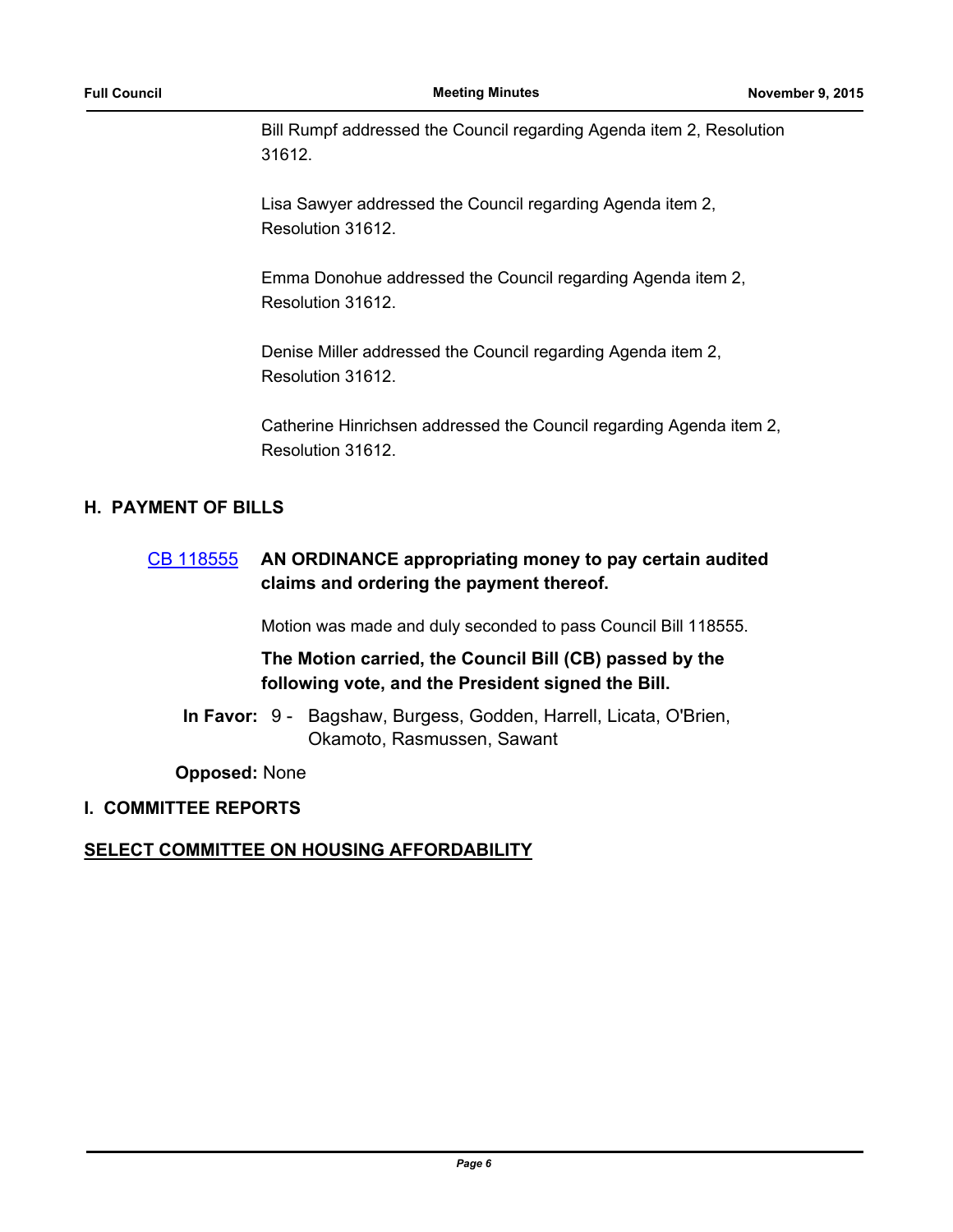Bill Rumpf addressed the Council regarding Agenda item 2, Resolution 31612.

Lisa Sawyer addressed the Council regarding Agenda item 2, Resolution 31612.

Emma Donohue addressed the Council regarding Agenda item 2, Resolution 31612.

Denise Miller addressed the Council regarding Agenda item 2, Resolution 31612.

Catherine Hinrichsen addressed the Council regarding Agenda item 2, Resolution 31612.

## H. PAYMENT OF BILLS

[CB 118555] **AN ORDINANCE appropriating money to pay certain audited claims and ordering the payment thereof.**

Motion was made and duly seconded to pass Council Bill 118555.

**The Motion carried, the Council Bill (CB) passed by the following vote, and the President signed the Bill.**

**In Favor:** 9 - Bagshaw, Burgess, Godden, Harrell, Licata, O'Brien, Okamoto, Rasmussen, Sawant

**Opposed:** None

## I. COMMITTEE REPORTS

**SELECT COMMITTEE ON HOUSING AFFORDABILITY**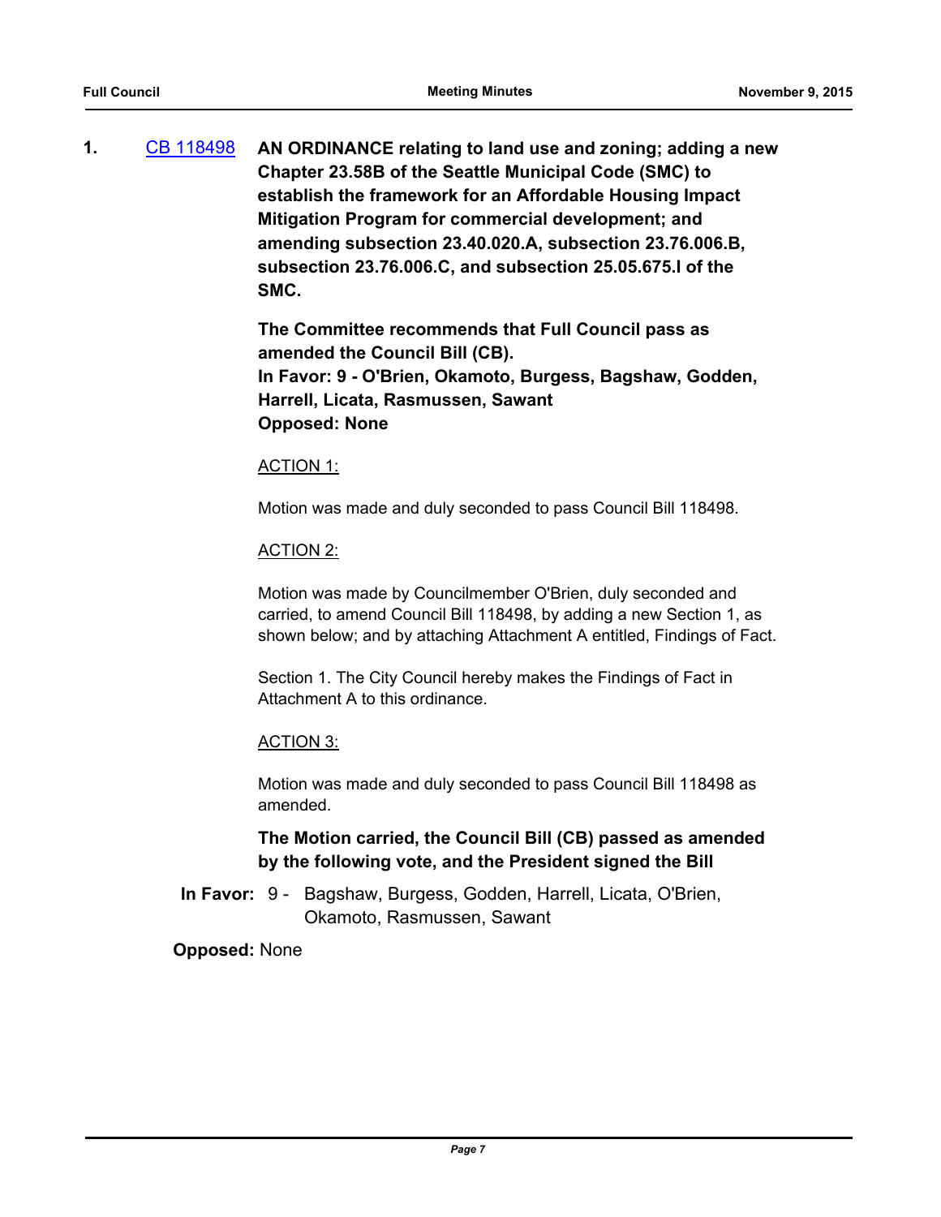**1.** CB 118498 **AN ORDINANCE relating to land use and zoning; adding a new Chapter 23.58B of the Seattle Municipal Code (SMC) to establish the framework for an Affordable Housing Impact Mitigation Program for commercial development; and amending subsection 23.40.020.A, subsection 23.76.006.B, subsection 23.76.006.C, and subsection 25.05.675.I of the SMC.**

**The Committee recommends that Full Council pass as amended the Council Bill (CB).**
**In Favor: 9 - O'Brien, Okamoto, Burgess, Bagshaw, Godden, Harrell, Licata, Rasmussen, Sawant**
**Opposed: None**

ACTION 1:

Motion was made and duly seconded to pass Council Bill 118498.

ACTION 2:

Motion was made by Councilmember O'Brien, duly seconded and carried, to amend Council Bill 118498, by adding a new Section 1, as shown below; and by attaching Attachment A entitled, Findings of Fact.

Section 1. The City Council hereby makes the Findings of Fact in Attachment A to this ordinance.

ACTION 3:

Motion was made and duly seconded to pass Council Bill 118498 as amended.

**The Motion carried, the Council Bill (CB) passed as amended by the following vote, and the President signed the Bill**

**In Favor:** 9 - Bagshaw, Burgess, Godden, Harrell, Licata, O'Brien, Okamoto, Rasmussen, Sawant

**Opposed:** None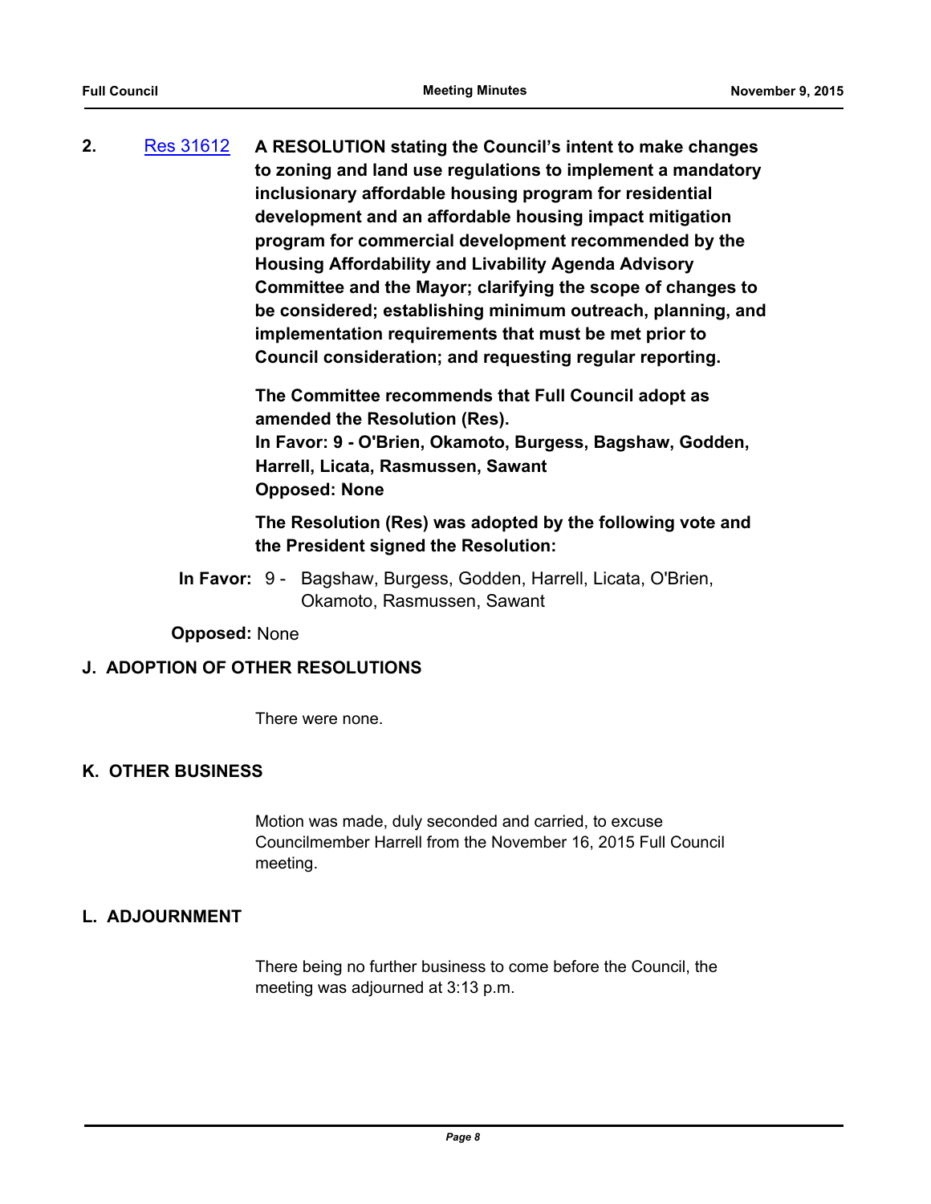**2.** [Res 31612](Res 31612) **A RESOLUTION stating the Council's intent to make changes to zoning and land use regulations to implement a mandatory inclusionary affordable housing program for residential development and an affordable housing impact mitigation program for commercial development recommended by the Housing Affordability and Livability Agenda Advisory Committee and the Mayor; clarifying the scope of changes to be considered; establishing minimum outreach, planning, and implementation requirements that must be met prior to Council consideration; and requesting regular reporting.**

**The Committee recommends that Full Council adopt as amended the Resolution (Res).**
**In Favor: 9 - O'Brien, Okamoto, Burgess, Bagshaw, Godden, Harrell, Licata, Rasmussen, Sawant**
**Opposed: None**

**The Resolution (Res) was adopted by the following vote and the President signed the Resolution:**

**In Favor:** 9 - Bagshaw, Burgess, Godden, Harrell, Licata, O'Brien, Okamoto, Rasmussen, Sawant

**Opposed:** None

## J. ADOPTION OF OTHER RESOLUTIONS

There were none.

## K. OTHER BUSINESS

Motion was made, duly seconded and carried, to excuse Councilmember Harrell from the November 16, 2015 Full Council meeting.

## L. ADJOURNMENT

There being no further business to come before the Council, the meeting was adjourned at 3:13 p.m.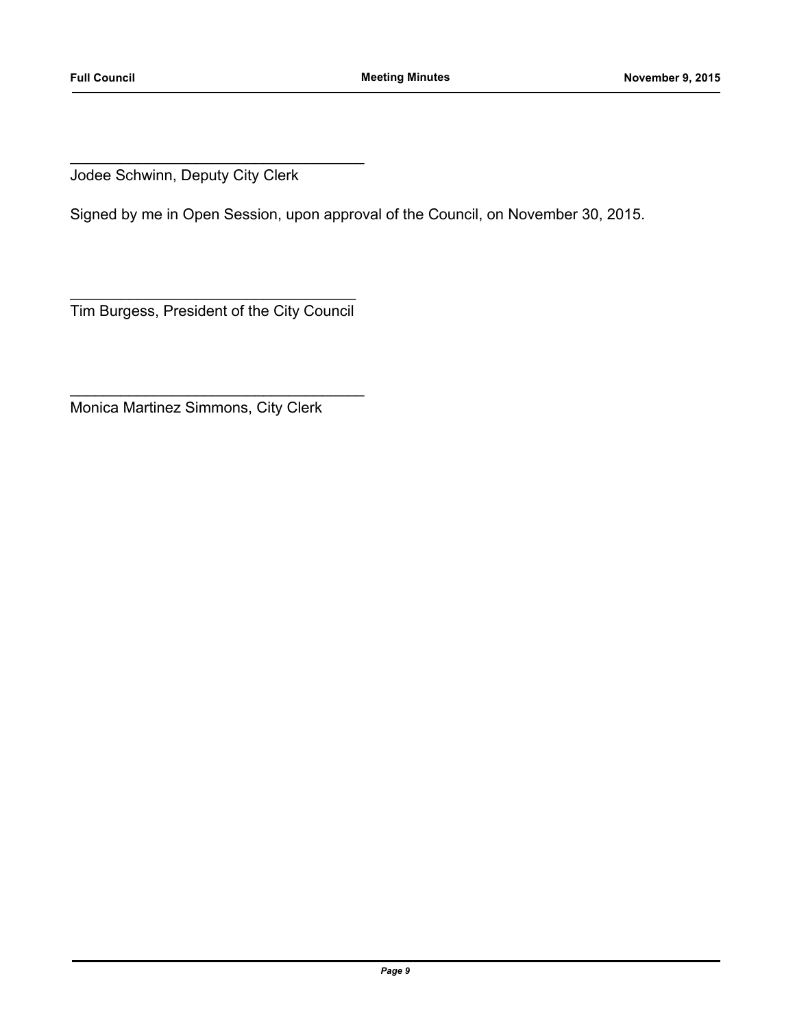\_\_\_\_\_\_\_\_\_\_\_\_\_\_\_\_\_\_\_\_\_\_\_\_\_\_\_\_\_\_\_\_\_\_\_\_

Jodee Schwinn, Deputy City Clerk

Signed by me in Open Session, upon approval of the Council, on November 30, 2015.

\_\_\_\_\_\_\_\_\_\_\_\_\_\_\_\_\_\_\_\_\_\_\_\_\_\_\_\_\_\_\_\_\_\_\_\_

Tim Burgess, President of the City Council

\_\_\_\_\_\_\_\_\_\_\_\_\_\_\_\_\_\_\_\_\_\_\_\_\_\_\_\_\_\_\_\_\_\_\_\_

Monica Martinez Simmons, City Clerk